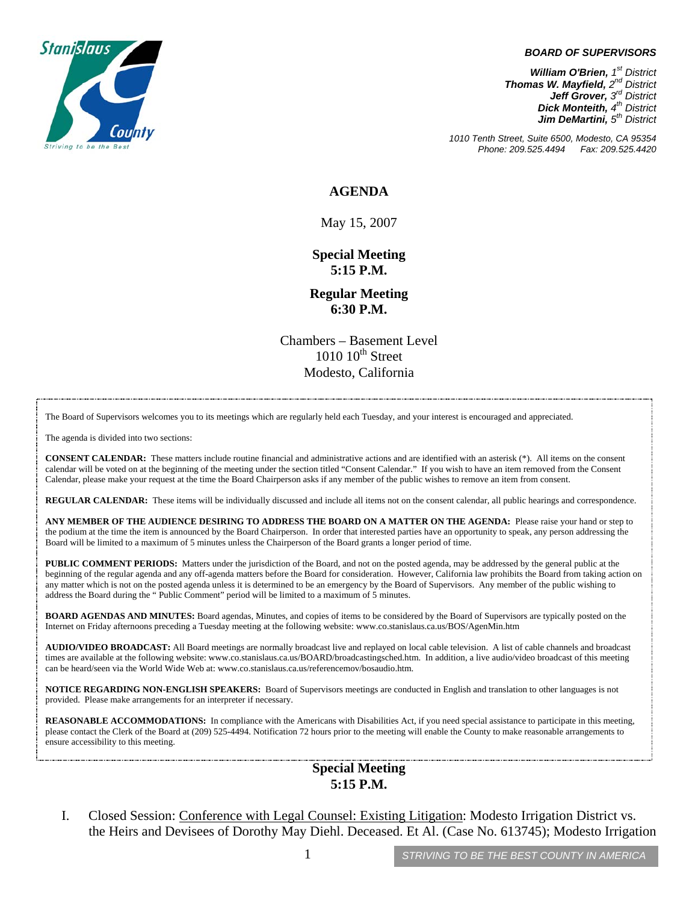Stanislaus County

*Striving to be the Best*

***BOARD OF SUPERVISORS***

***William O'Brien,** 1st District*
***Thomas W. Mayfield,** 2nd District*
***Jeff Grover,** 3rd District*
***Dick Monteith,** 4th District*
***Jim DeMartini,** 5th District*

*1010 Tenth Street, Suite 6500, Modesto, CA 95354*
*Phone: 209.525.4494 Fax: 209.525.4420*

# AGENDA

May 15, 2007

**Special Meeting**
**5:15 P.M.**

**Regular Meeting**
**6:30 P.M.**

Chambers – Basement Level
1010 10th Street
Modesto, California

The Board of Supervisors welcomes you to its meetings which are regularly held each Tuesday, and your interest is encouraged and appreciated.

The agenda is divided into two sections:

**CONSENT CALENDAR:** These matters include routine financial and administrative actions and are identified with an asterisk (*). All items on the consent calendar will be voted on at the beginning of the meeting under the section titled "Consent Calendar." If you wish to have an item removed from the Consent Calendar, please make your request at the time the Board Chairperson asks if any member of the public wishes to remove an item from consent.

**REGULAR CALENDAR:** These items will be individually discussed and include all items not on the consent calendar, all public hearings and correspondence.

**ANY MEMBER OF THE AUDIENCE DESIRING TO ADDRESS THE BOARD ON A MATTER ON THE AGENDA:** Please raise your hand or step to the podium at the time the item is announced by the Board Chairperson. In order that interested parties have an opportunity to speak, any person addressing the Board will be limited to a maximum of 5 minutes unless the Chairperson of the Board grants a longer period of time.

**PUBLIC COMMENT PERIODS:** Matters under the jurisdiction of the Board, and not on the posted agenda, may be addressed by the general public at the beginning of the regular agenda and any off-agenda matters before the Board for consideration. However, California law prohibits the Board from taking action on any matter which is not on the posted agenda unless it is determined to be an emergency by the Board of Supervisors. Any member of the public wishing to address the Board during the " Public Comment" period will be limited to a maximum of 5 minutes.

**BOARD AGENDAS AND MINUTES:** Board agendas, Minutes, and copies of items to be considered by the Board of Supervisors are typically posted on the Internet on Friday afternoons preceding a Tuesday meeting at the following website: www.co.stanislaus.ca.us/BOS/AgenMin.htm

**AUDIO/VIDEO BROADCAST:** All Board meetings are normally broadcast live and replayed on local cable television. A list of cable channels and broadcast times are available at the following website: www.co.stanislaus.ca.us/BOARD/broadcastingsched.htm. In addition, a live audio/video broadcast of this meeting can be heard/seen via the World Wide Web at: www.co.stanislaus.ca.us/referencemov/bosaudio.htm.

**NOTICE REGARDING NON-ENGLISH SPEAKERS:** Board of Supervisors meetings are conducted in English and translation to other languages is not provided. Please make arrangements for an interpreter if necessary.

**REASONABLE ACCOMMODATIONS:** In compliance with the Americans with Disabilities Act, if you need special assistance to participate in this meeting, please contact the Clerk of the Board at (209) 525-4494. Notification 72 hours prior to the meeting will enable the County to make reasonable arrangements to ensure accessibility to this meeting.

## Special Meeting 5:15 P.M.

I. Closed Session: Conference with Legal Counsel: Existing Litigation: Modesto Irrigation District vs. the Heirs and Devisees of Dorothy May Diehl. Deceased. Et Al. (Case No. 613745); Modesto Irrigation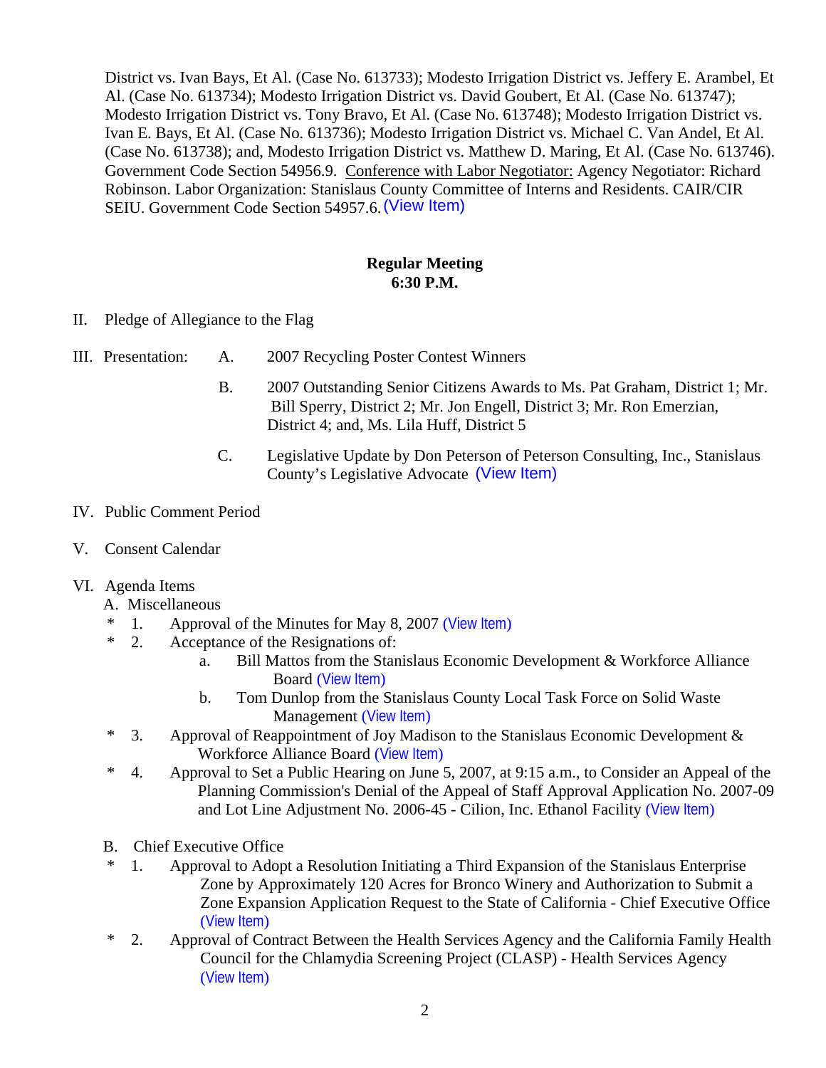District vs. Ivan Bays, Et Al. (Case No. 613733); Modesto Irrigation District vs. Jeffery E. Arambel, Et Al. (Case No. 613734); Modesto Irrigation District vs. David Goubert, Et Al. (Case No. 613747); Modesto Irrigation District vs. Tony Bravo, Et Al. (Case No. 613748); Modesto Irrigation District vs. Ivan E. Bays, Et Al. (Case No. 613736); Modesto Irrigation District vs. Michael C. Van Andel, Et Al. (Case No. 613738); and, Modesto Irrigation District vs. Matthew D. Maring, Et Al. (Case No. 613746). Government Code Section 54956.9. Conference with Labor Negotiator: Agency Negotiator: Richard Robinson. Labor Organization: Stanislaus County Committee of Interns and Residents. CAIR/CIR SEIU. Government Code Section 54957.6. (View Item)

**Regular Meeting**
**6:30 P.M.**

II. Pledge of Allegiance to the Flag

III. Presentation:

A. 2007 Recycling Poster Contest Winners

B. 2007 Outstanding Senior Citizens Awards to Ms. Pat Graham, District 1; Mr. Bill Sperry, District 2; Mr. Jon Engell, District 3; Mr. Ron Emerzian, District 4; and, Ms. Lila Huff, District 5

C. Legislative Update by Don Peterson of Peterson Consulting, Inc., Stanislaus County's Legislative Advocate (View Item)

IV. Public Comment Period

V. Consent Calendar

VI. Agenda Items

A. Miscellaneous

\* 1. Approval of the Minutes for May 8, 2007 (View Item)

\* 2. Acceptance of the Resignations of:

a. Bill Mattos from the Stanislaus Economic Development & Workforce Alliance Board (View Item)

b. Tom Dunlop from the Stanislaus County Local Task Force on Solid Waste Management (View Item)

\* 3. Approval of Reappointment of Joy Madison to the Stanislaus Economic Development & Workforce Alliance Board (View Item)

\* 4. Approval to Set a Public Hearing on June 5, 2007, at 9:15 a.m., to Consider an Appeal of the Planning Commission's Denial of the Appeal of Staff Approval Application No. 2007-09 and Lot Line Adjustment No. 2006-45 - Cilion, Inc. Ethanol Facility (View Item)

B. Chief Executive Office

\* 1. Approval to Adopt a Resolution Initiating a Third Expansion of the Stanislaus Enterprise Zone by Approximately 120 Acres for Bronco Winery and Authorization to Submit a Zone Expansion Application Request to the State of California - Chief Executive Office (View Item)

\* 2. Approval of Contract Between the Health Services Agency and the California Family Health Council for the Chlamydia Screening Project (CLASP) - Health Services Agency (View Item)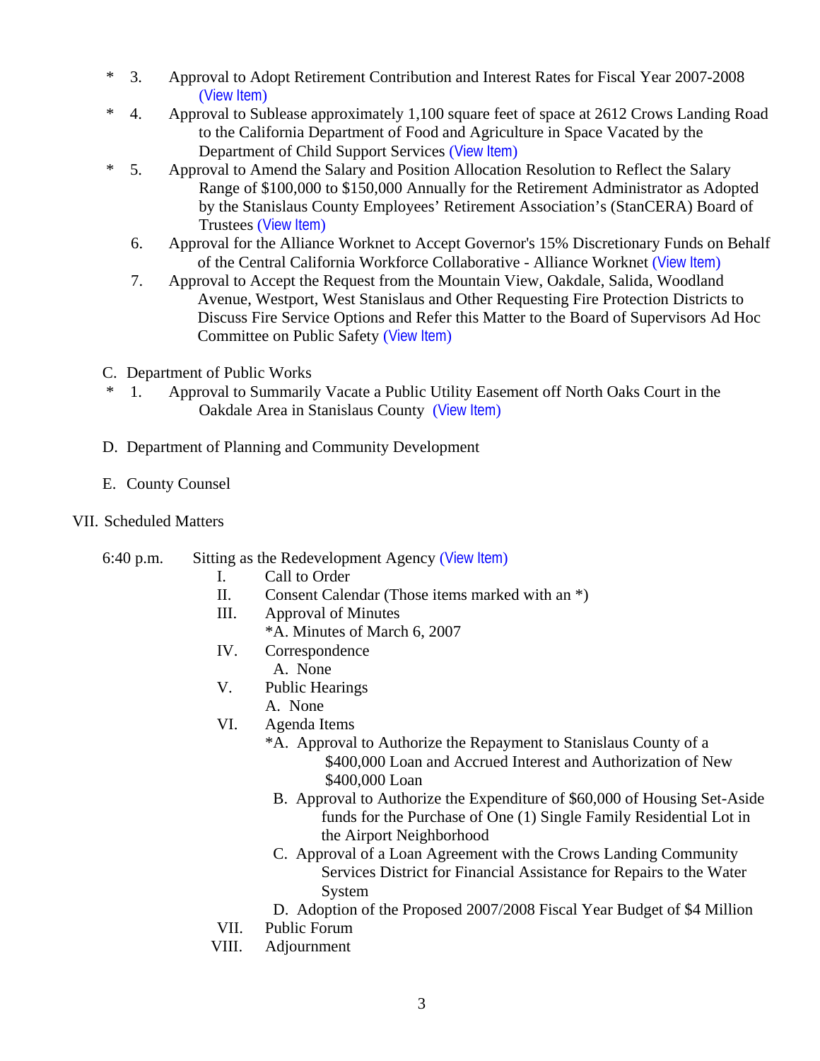- \* 3. Approval to Adopt Retirement Contribution and Interest Rates for Fiscal Year 2007-2008 (View Item)
- \* 4. Approval to Sublease approximately 1,100 square feet of space at 2612 Crows Landing Road to the California Department of Food and Agriculture in Space Vacated by the Department of Child Support Services (View Item)
- \* 5. Approval to Amend the Salary and Position Allocation Resolution to Reflect the Salary Range of $100,000 to $150,000 Annually for the Retirement Administrator as Adopted by the Stanislaus County Employees' Retirement Association's (StanCERA) Board of Trustees (View Item)
- 6. Approval for the Alliance Worknet to Accept Governor's 15% Discretionary Funds on Behalf of the Central California Workforce Collaborative - Alliance Worknet (View Item)
- 7. Approval to Accept the Request from the Mountain View, Oakdale, Salida, Woodland Avenue, Westport, West Stanislaus and Other Requesting Fire Protection Districts to Discuss Fire Service Options and Refer this Matter to the Board of Supervisors Ad Hoc Committee on Public Safety (View Item)

C. Department of Public Works

- \* 1. Approval to Summarily Vacate a Public Utility Easement off North Oaks Court in the Oakdale Area in Stanislaus County (View Item)

D. Department of Planning and Community Development

E. County Counsel

VII. Scheduled Matters

6:40 p.m. Sitting as the Redevelopment Agency (View Item)

- I. Call to Order
- II. Consent Calendar (Those items marked with an *)
- III. Approval of Minutes
  - *A. Minutes of March 6, 2007
- IV. Correspondence
  - A. None
- V. Public Hearings
  - A. None
- VI. Agenda Items
  - *A. Approval to Authorize the Repayment to Stanislaus County of a $400,000 Loan and Accrued Interest and Authorization of New $400,000 Loan
  - B. Approval to Authorize the Expenditure of $60,000 of Housing Set-Aside funds for the Purchase of One (1) Single Family Residential Lot in the Airport Neighborhood
  - C. Approval of a Loan Agreement with the Crows Landing Community Services District for Financial Assistance for Repairs to the Water System
  - D. Adoption of the Proposed 2007/2008 Fiscal Year Budget of $4 Million
- VII. Public Forum
- VIII. Adjournment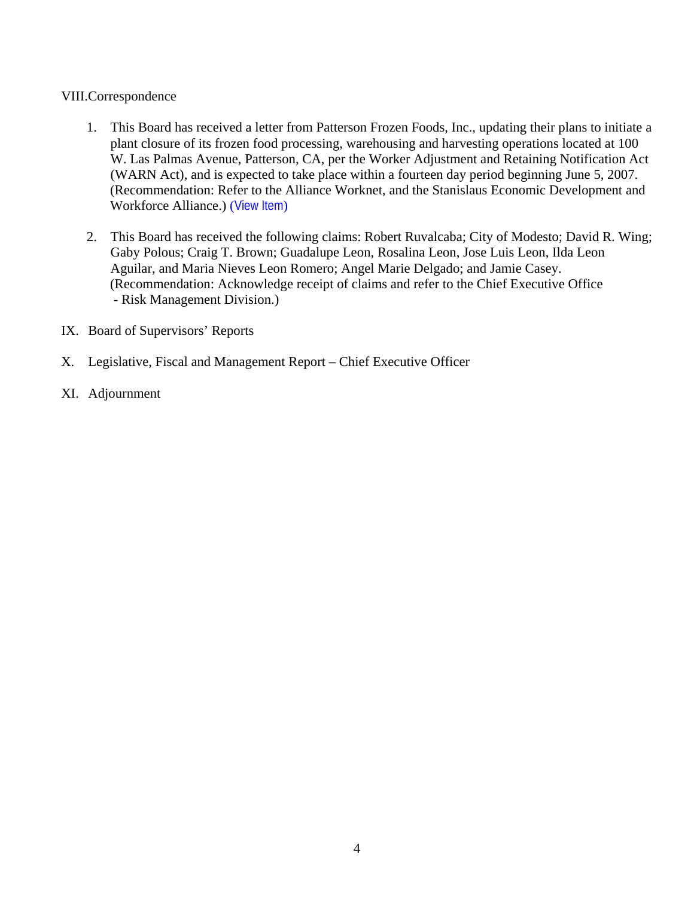VIII. Correspondence

1. This Board has received a letter from Patterson Frozen Foods, Inc., updating their plans to initiate a plant closure of its frozen food processing, warehousing and harvesting operations located at 100 W. Las Palmas Avenue, Patterson, CA, per the Worker Adjustment and Retaining Notification Act (WARN Act), and is expected to take place within a fourteen day period beginning June 5, 2007. (Recommendation: Refer to the Alliance Worknet, and the Stanislaus Economic Development and Workforce Alliance.) (View Item)

2. This Board has received the following claims: Robert Ruvalcaba; City of Modesto; David R. Wing; Gaby Polous; Craig T. Brown; Guadalupe Leon, Rosalina Leon, Jose Luis Leon, Ilda Leon Aguilar, and Maria Nieves Leon Romero; Angel Marie Delgado; and Jamie Casey. (Recommendation: Acknowledge receipt of claims and refer to the Chief Executive Office - Risk Management Division.)

IX. Board of Supervisors' Reports

X. Legislative, Fiscal and Management Report – Chief Executive Officer

XI. Adjournment